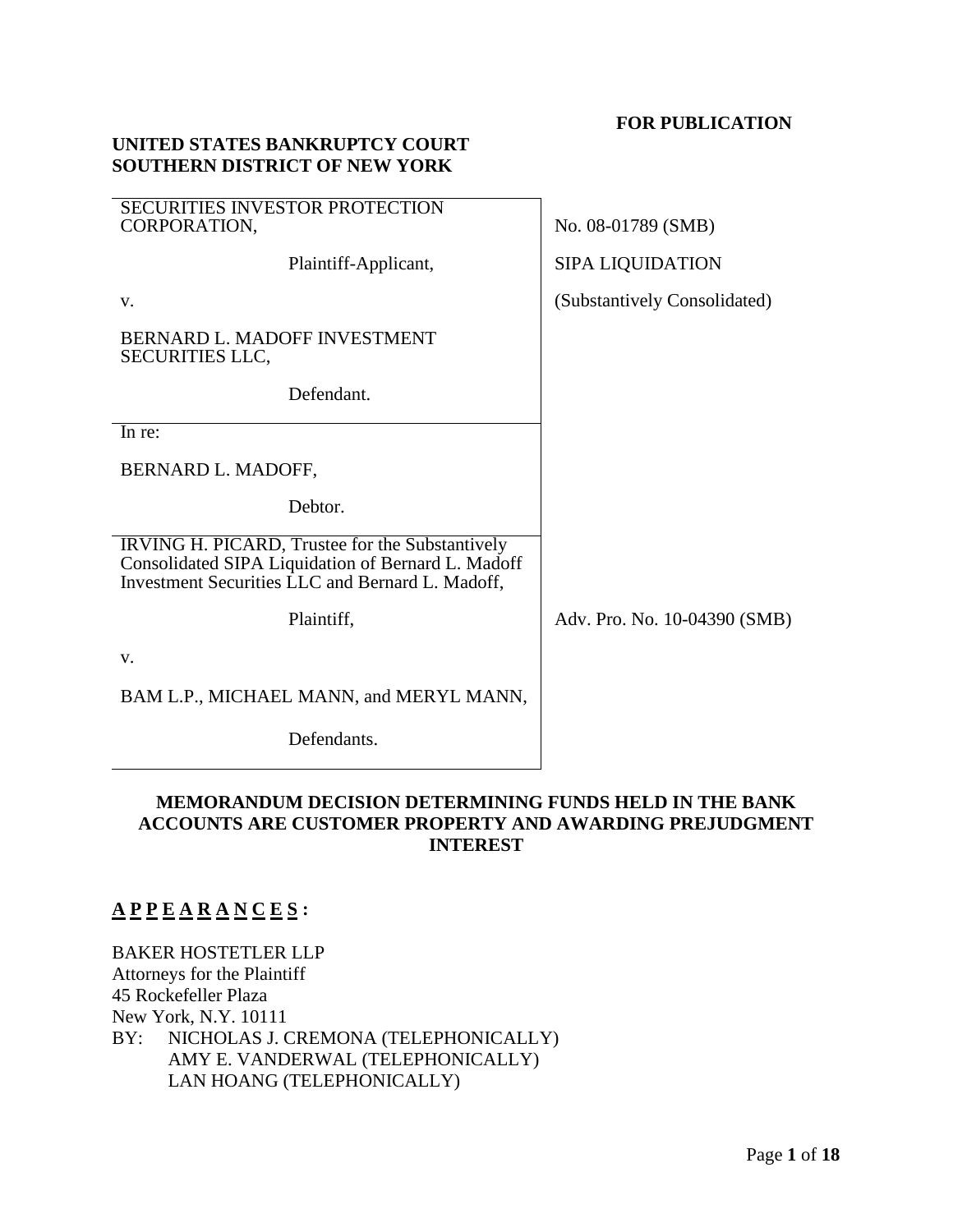**FOR PUBLICATION**

**UNITED STATES BANKRUPTCY COURT**
**SOUTHERN DISTRICT OF NEW YORK**

| | |
|---|---|
| SECURITIES INVESTOR PROTECTION CORPORATION,<br><br>Plaintiff-Applicant,<br><br>v.<br><br>BERNARD L. MADOFF INVESTMENT SECURITIES LLC,<br><br>Defendant. | No. 08-01789 (SMB)<br><br>SIPA LIQUIDATION<br><br>(Substantively Consolidated) |
| In re:<br><br>BERNARD L. MADOFF,<br><br>Debtor. | |
| IRVING H. PICARD, Trustee for the Substantively Consolidated SIPA Liquidation of Bernard L. Madoff Investment Securities LLC and Bernard L. Madoff,<br><br>Plaintiff,<br><br>v.<br><br>BAM L.P., MICHAEL MANN, and MERYL MANN,<br><br>Defendants. | Adv. Pro. No. 10-04390 (SMB) |

**MEMORANDUM DECISION DETERMINING FUNDS HELD IN THE BANK ACCOUNTS ARE CUSTOMER PROPERTY AND AWARDING PREJUDGMENT INTEREST**

**A P P E A R A N C E S :**

BAKER HOSTETLER LLP
Attorneys for the Plaintiff
45 Rockefeller Plaza
New York, N.Y. 10111
BY: NICHOLAS J. CREMONA (TELEPHONICALLY)
AMY E. VANDERWAL (TELEPHONICALLY)
LAN HOANG (TELEPHONICALLY)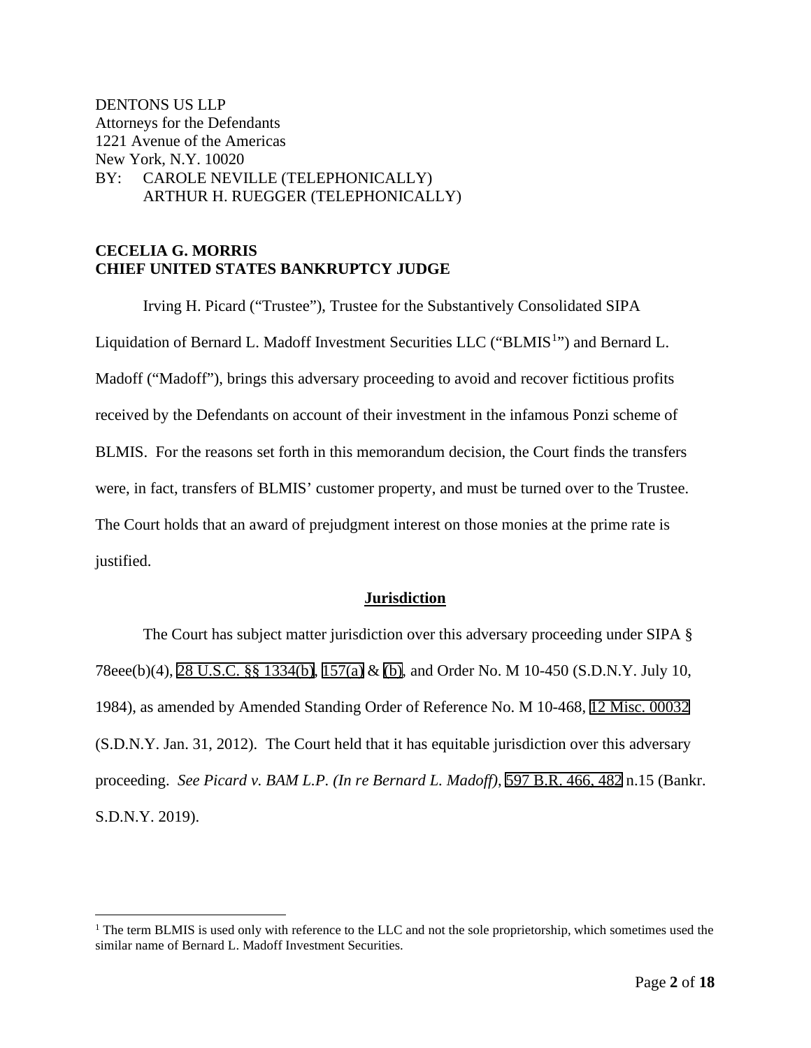DENTONS US LLP
Attorneys for the Defendants
1221 Avenue of the Americas
New York, N.Y. 10020
BY: CAROLE NEVILLE (TELEPHONICALLY)
ARTHUR H. RUEGGER (TELEPHONICALLY)

**CECELIA G. MORRIS**
**CHIEF UNITED STATES BANKRUPTCY JUDGE**

Irving H. Picard ("Trustee"), Trustee for the Substantively Consolidated SIPA Liquidation of Bernard L. Madoff Investment Securities LLC ("BLMIS[1]") and Bernard L. Madoff ("Madoff"), brings this adversary proceeding to avoid and recover fictitious profits received by the Defendants on account of their investment in the infamous Ponzi scheme of BLMIS. For the reasons set forth in this memorandum decision, the Court finds the transfers were, in fact, transfers of BLMIS' customer property, and must be turned over to the Trustee. The Court holds that an award of prejudgment interest on those monies at the prime rate is justified.

## Jurisdiction

The Court has subject matter jurisdiction over this adversary proceeding under SIPA § 78eee(b)(4), 28 U.S.C. §§ 1334(b), 157(a) & (b), and Order No. M 10-450 (S.D.N.Y. July 10, 1984), as amended by Amended Standing Order of Reference No. M 10-468, 12 Misc. 00032 (S.D.N.Y. Jan. 31, 2012). The Court held that it has equitable jurisdiction over this adversary proceeding. *See Picard v. BAM L.P. (In re Bernard L. Madoff)*, 597 B.R. 466, 482 n.15 (Bankr. S.D.N.Y. 2019).

---

[1] The term BLMIS is used only with reference to the LLC and not the sole proprietorship, which sometimes used the similar name of Bernard L. Madoff Investment Securities.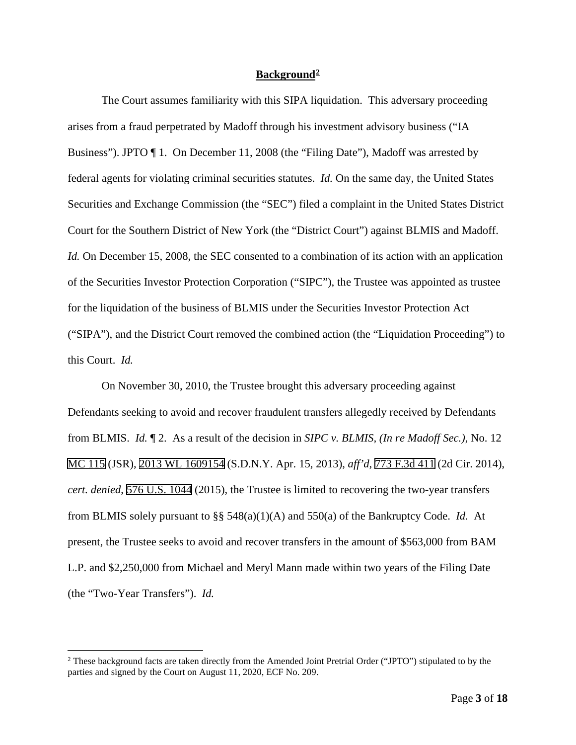## **Background**[2]

The Court assumes familiarity with this SIPA liquidation. This adversary proceeding arises from a fraud perpetrated by Madoff through his investment advisory business ("IA Business"). JPTO ¶ 1. On December 11, 2008 (the "Filing Date"), Madoff was arrested by federal agents for violating criminal securities statutes. *Id.* On the same day, the United States Securities and Exchange Commission (the "SEC") filed a complaint in the United States District Court for the Southern District of New York (the "District Court") against BLMIS and Madoff. *Id.* On December 15, 2008, the SEC consented to a combination of its action with an application of the Securities Investor Protection Corporation ("SIPC"), the Trustee was appointed as trustee for the liquidation of the business of BLMIS under the Securities Investor Protection Act ("SIPA"), and the District Court removed the combined action (the "Liquidation Proceeding") to this Court. *Id.*

On November 30, 2010, the Trustee brought this adversary proceeding against Defendants seeking to avoid and recover fraudulent transfers allegedly received by Defendants from BLMIS. *Id.* ¶ 2. As a result of the decision in *SIPC v. BLMIS, (In re Madoff Sec.)*, No. 12 MC 115 (JSR), 2013 WL 1609154 (S.D.N.Y. Apr. 15, 2013), *aff'd*, 773 F.3d 411 (2d Cir. 2014), *cert. denied*, 576 U.S. 1044 (2015), the Trustee is limited to recovering the two-year transfers from BLMIS solely pursuant to §§ 548(a)(1)(A) and 550(a) of the Bankruptcy Code. *Id.* At present, the Trustee seeks to avoid and recover transfers in the amount of $563,000 from BAM L.P. and $2,250,000 from Michael and Meryl Mann made within two years of the Filing Date (the "Two-Year Transfers"). *Id.*

[2] These background facts are taken directly from the Amended Joint Pretrial Order ("JPTO") stipulated to by the parties and signed by the Court on August 11, 2020, ECF No. 209.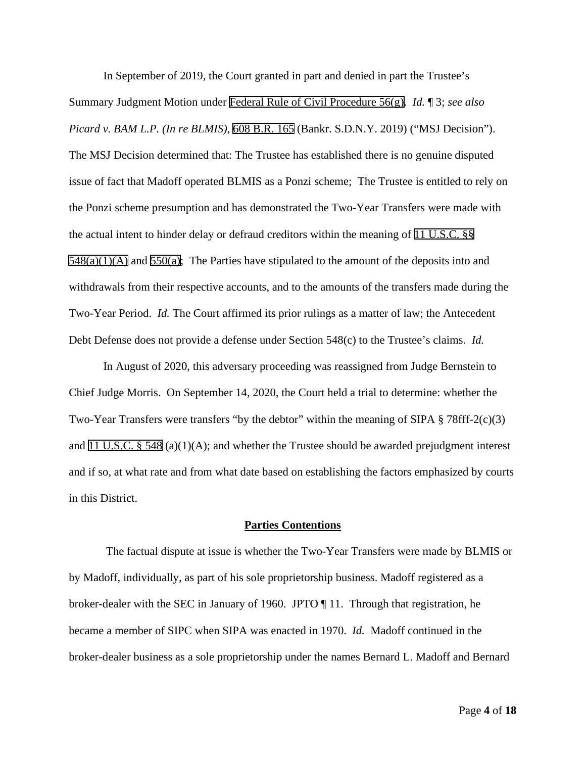In September of 2019, the Court granted in part and denied in part the Trustee's Summary Judgment Motion under Federal Rule of Civil Procedure 56(g). *Id.* ¶ 3; *see also Picard v. BAM L.P. (In re BLMIS)*, 608 B.R. 165 (Bankr. S.D.N.Y. 2019) ("MSJ Decision"). The MSJ Decision determined that: The Trustee has established there is no genuine disputed issue of fact that Madoff operated BLMIS as a Ponzi scheme; The Trustee is entitled to rely on the Ponzi scheme presumption and has demonstrated the Two-Year Transfers were made with the actual intent to hinder delay or defraud creditors within the meaning of 11 U.S.C. §§ 548(a)(1)(A) and 550(a); The Parties have stipulated to the amount of the deposits into and withdrawals from their respective accounts, and to the amounts of the transfers made during the Two-Year Period. *Id.* The Court affirmed its prior rulings as a matter of law; the Antecedent Debt Defense does not provide a defense under Section 548(c) to the Trustee's claims. *Id.*

In August of 2020, this adversary proceeding was reassigned from Judge Bernstein to Chief Judge Morris. On September 14, 2020, the Court held a trial to determine: whether the Two-Year Transfers were transfers "by the debtor" within the meaning of SIPA § 78fff-2(c)(3) and 11 U.S.C. § 548 (a)(1)(A); and whether the Trustee should be awarded prejudgment interest and if so, at what rate and from what date based on establishing the factors emphasized by courts in this District.

**Parties Contentions**

The factual dispute at issue is whether the Two-Year Transfers were made by BLMIS or by Madoff, individually, as part of his sole proprietorship business. Madoff registered as a broker-dealer with the SEC in January of 1960. JPTO ¶ 11. Through that registration, he became a member of SIPC when SIPA was enacted in 1970. *Id.* Madoff continued in the broker-dealer business as a sole proprietorship under the names Bernard L. Madoff and Bernard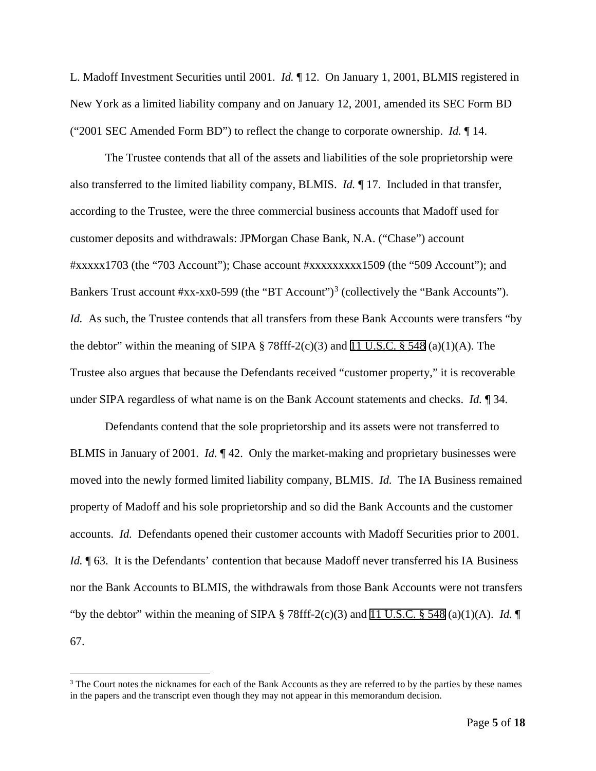L. Madoff Investment Securities until 2001. *Id.* ¶ 12. On January 1, 2001, BLMIS registered in New York as a limited liability company and on January 12, 2001, amended its SEC Form BD ("2001 SEC Amended Form BD") to reflect the change to corporate ownership. *Id.* ¶ 14.

The Trustee contends that all of the assets and liabilities of the sole proprietorship were also transferred to the limited liability company, BLMIS. *Id.* ¶ 17. Included in that transfer, according to the Trustee, were the three commercial business accounts that Madoff used for customer deposits and withdrawals: JPMorgan Chase Bank, N.A. ("Chase") account #xxxxx1703 (the "703 Account"); Chase account #xxxxxxxxx1509 (the "509 Account"); and Bankers Trust account #xx-xx0-599 (the "BT Account")[3] (collectively the "Bank Accounts"). *Id.* As such, the Trustee contends that all transfers from these Bank Accounts were transfers "by the debtor" within the meaning of SIPA § 78fff-2(c)(3) and 11 U.S.C. § 548 (a)(1)(A). The Trustee also argues that because the Defendants received "customer property," it is recoverable under SIPA regardless of what name is on the Bank Account statements and checks. *Id.* ¶ 34.

Defendants contend that the sole proprietorship and its assets were not transferred to BLMIS in January of 2001. *Id.* ¶ 42. Only the market-making and proprietary businesses were moved into the newly formed limited liability company, BLMIS. *Id.* The IA Business remained property of Madoff and his sole proprietorship and so did the Bank Accounts and the customer accounts. *Id.* Defendants opened their customer accounts with Madoff Securities prior to 2001. *Id.* ¶ 63. It is the Defendants' contention that because Madoff never transferred his IA Business nor the Bank Accounts to BLMIS, the withdrawals from those Bank Accounts were not transfers "by the debtor" within the meaning of SIPA § 78fff-2(c)(3) and 11 U.S.C. § 548 (a)(1)(A). *Id.* ¶ 67.

[3] The Court notes the nicknames for each of the Bank Accounts as they are referred to by the parties by these names in the papers and the transcript even though they may not appear in this memorandum decision.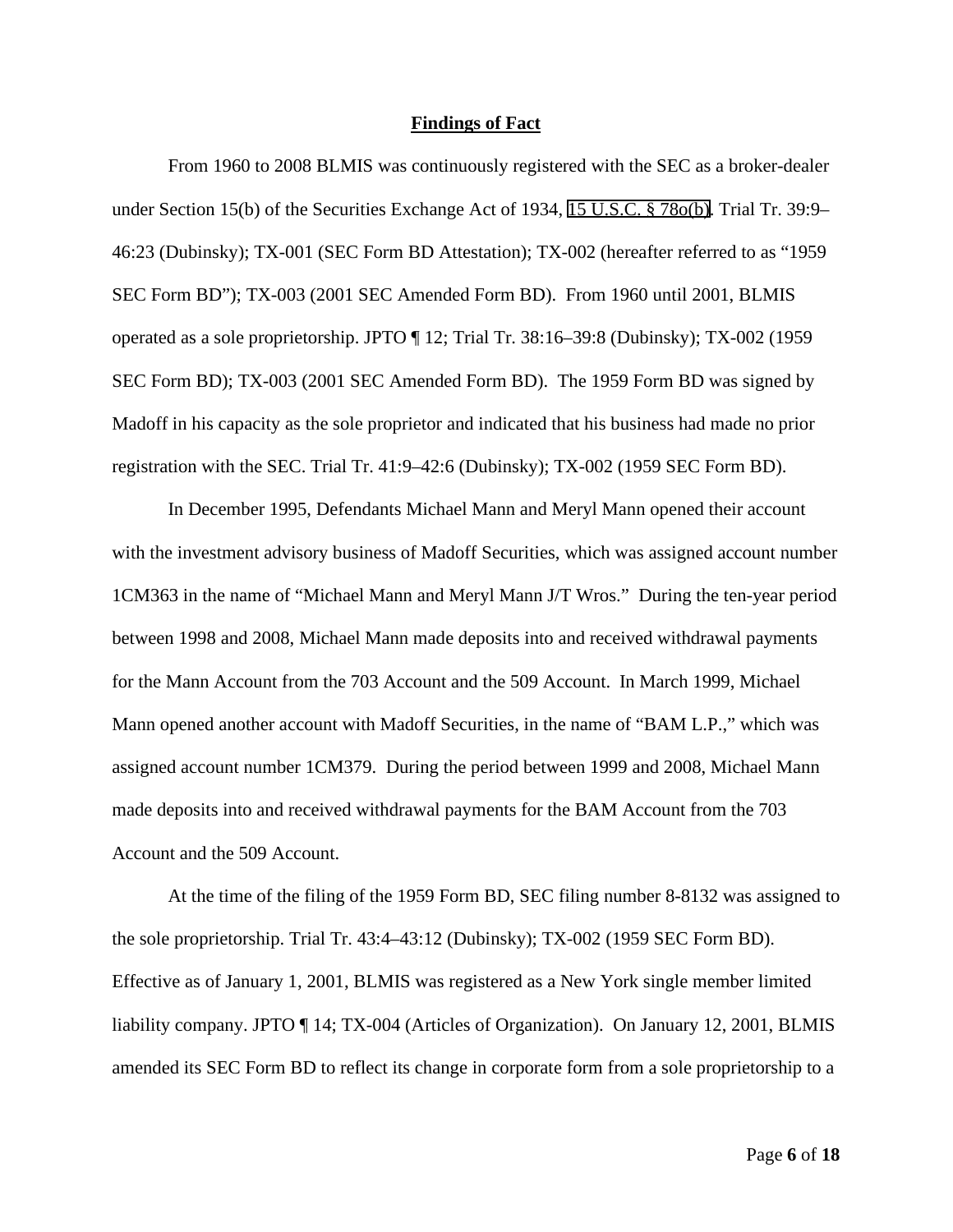## Findings of Fact

From 1960 to 2008 BLMIS was continuously registered with the SEC as a broker-dealer under Section 15(b) of the Securities Exchange Act of 1934, 15 U.S.C. § 78o(b). Trial Tr. 39:9–46:23 (Dubinsky); TX-001 (SEC Form BD Attestation); TX-002 (hereafter referred to as "1959 SEC Form BD"); TX-003 (2001 SEC Amended Form BD). From 1960 until 2001, BLMIS operated as a sole proprietorship. JPTO ¶ 12; Trial Tr. 38:16–39:8 (Dubinsky); TX-002 (1959 SEC Form BD); TX-003 (2001 SEC Amended Form BD). The 1959 Form BD was signed by Madoff in his capacity as the sole proprietor and indicated that his business had made no prior registration with the SEC. Trial Tr. 41:9–42:6 (Dubinsky); TX-002 (1959 SEC Form BD).

In December 1995, Defendants Michael Mann and Meryl Mann opened their account with the investment advisory business of Madoff Securities, which was assigned account number 1CM363 in the name of "Michael Mann and Meryl Mann J/T Wros." During the ten-year period between 1998 and 2008, Michael Mann made deposits into and received withdrawal payments for the Mann Account from the 703 Account and the 509 Account. In March 1999, Michael Mann opened another account with Madoff Securities, in the name of "BAM L.P.," which was assigned account number 1CM379. During the period between 1999 and 2008, Michael Mann made deposits into and received withdrawal payments for the BAM Account from the 703 Account and the 509 Account.

At the time of the filing of the 1959 Form BD, SEC filing number 8-8132 was assigned to the sole proprietorship. Trial Tr. 43:4–43:12 (Dubinsky); TX-002 (1959 SEC Form BD). Effective as of January 1, 2001, BLMIS was registered as a New York single member limited liability company. JPTO ¶ 14; TX-004 (Articles of Organization). On January 12, 2001, BLMIS amended its SEC Form BD to reflect its change in corporate form from a sole proprietorship to a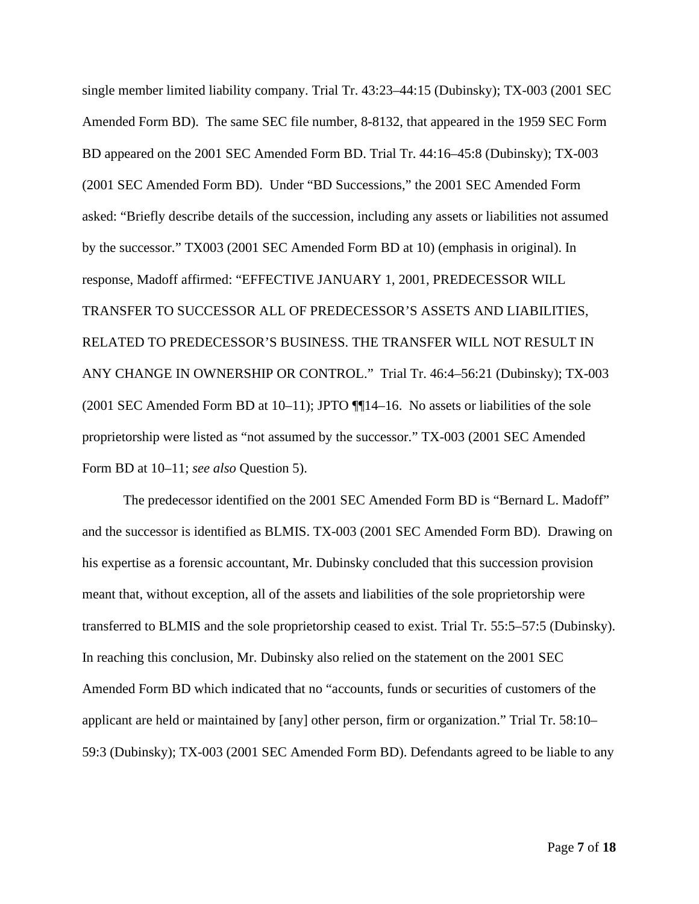single member limited liability company. Trial Tr. 43:23–44:15 (Dubinsky); TX-003 (2001 SEC Amended Form BD). The same SEC file number, 8-8132, that appeared in the 1959 SEC Form BD appeared on the 2001 SEC Amended Form BD. Trial Tr. 44:16–45:8 (Dubinsky); TX-003 (2001 SEC Amended Form BD). Under "BD Successions," the 2001 SEC Amended Form asked: "Briefly describe details of the succession, including any assets or liabilities not assumed by the successor." TX003 (2001 SEC Amended Form BD at 10) (emphasis in original). In response, Madoff affirmed: "EFFECTIVE JANUARY 1, 2001, PREDECESSOR WILL TRANSFER TO SUCCESSOR ALL OF PREDECESSOR'S ASSETS AND LIABILITIES, RELATED TO PREDECESSOR'S BUSINESS. THE TRANSFER WILL NOT RESULT IN ANY CHANGE IN OWNERSHIP OR CONTROL." Trial Tr. 46:4–56:21 (Dubinsky); TX-003 (2001 SEC Amended Form BD at 10–11); JPTO ¶¶14–16. No assets or liabilities of the sole proprietorship were listed as "not assumed by the successor." TX-003 (2001 SEC Amended Form BD at 10–11; *see also* Question 5).

The predecessor identified on the 2001 SEC Amended Form BD is "Bernard L. Madoff" and the successor is identified as BLMIS. TX-003 (2001 SEC Amended Form BD). Drawing on his expertise as a forensic accountant, Mr. Dubinsky concluded that this succession provision meant that, without exception, all of the assets and liabilities of the sole proprietorship were transferred to BLMIS and the sole proprietorship ceased to exist. Trial Tr. 55:5–57:5 (Dubinsky). In reaching this conclusion, Mr. Dubinsky also relied on the statement on the 2001 SEC Amended Form BD which indicated that no "accounts, funds or securities of customers of the applicant are held or maintained by [any] other person, firm or organization." Trial Tr. 58:10–59:3 (Dubinsky); TX-003 (2001 SEC Amended Form BD). Defendants agreed to be liable to any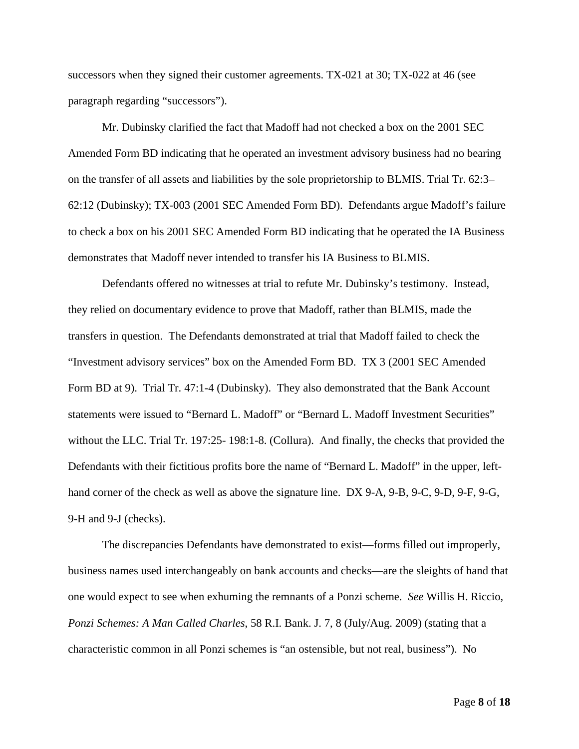successors when they signed their customer agreements. TX-021 at 30; TX-022 at 46 (see paragraph regarding "successors").

Mr. Dubinsky clarified the fact that Madoff had not checked a box on the 2001 SEC Amended Form BD indicating that he operated an investment advisory business had no bearing on the transfer of all assets and liabilities by the sole proprietorship to BLMIS. Trial Tr. 62:3–62:12 (Dubinsky); TX-003 (2001 SEC Amended Form BD). Defendants argue Madoff's failure to check a box on his 2001 SEC Amended Form BD indicating that he operated the IA Business demonstrates that Madoff never intended to transfer his IA Business to BLMIS.

Defendants offered no witnesses at trial to refute Mr. Dubinsky's testimony. Instead, they relied on documentary evidence to prove that Madoff, rather than BLMIS, made the transfers in question. The Defendants demonstrated at trial that Madoff failed to check the "Investment advisory services" box on the Amended Form BD. TX 3 (2001 SEC Amended Form BD at 9). Trial Tr. 47:1-4 (Dubinsky). They also demonstrated that the Bank Account statements were issued to "Bernard L. Madoff" or "Bernard L. Madoff Investment Securities" without the LLC. Trial Tr. 197:25- 198:1-8. (Collura). And finally, the checks that provided the Defendants with their fictitious profits bore the name of "Bernard L. Madoff" in the upper, left-hand corner of the check as well as above the signature line. DX 9-A, 9-B, 9-C, 9-D, 9-F, 9-G, 9-H and 9-J (checks).

The discrepancies Defendants have demonstrated to exist—forms filled out improperly, business names used interchangeably on bank accounts and checks—are the sleights of hand that one would expect to see when exhuming the remnants of a Ponzi scheme. *See* Willis H. Riccio, *Ponzi Schemes: A Man Called Charles*, 58 R.I. Bank. J. 7, 8 (July/Aug. 2009) (stating that a characteristic common in all Ponzi schemes is "an ostensible, but not real, business"). No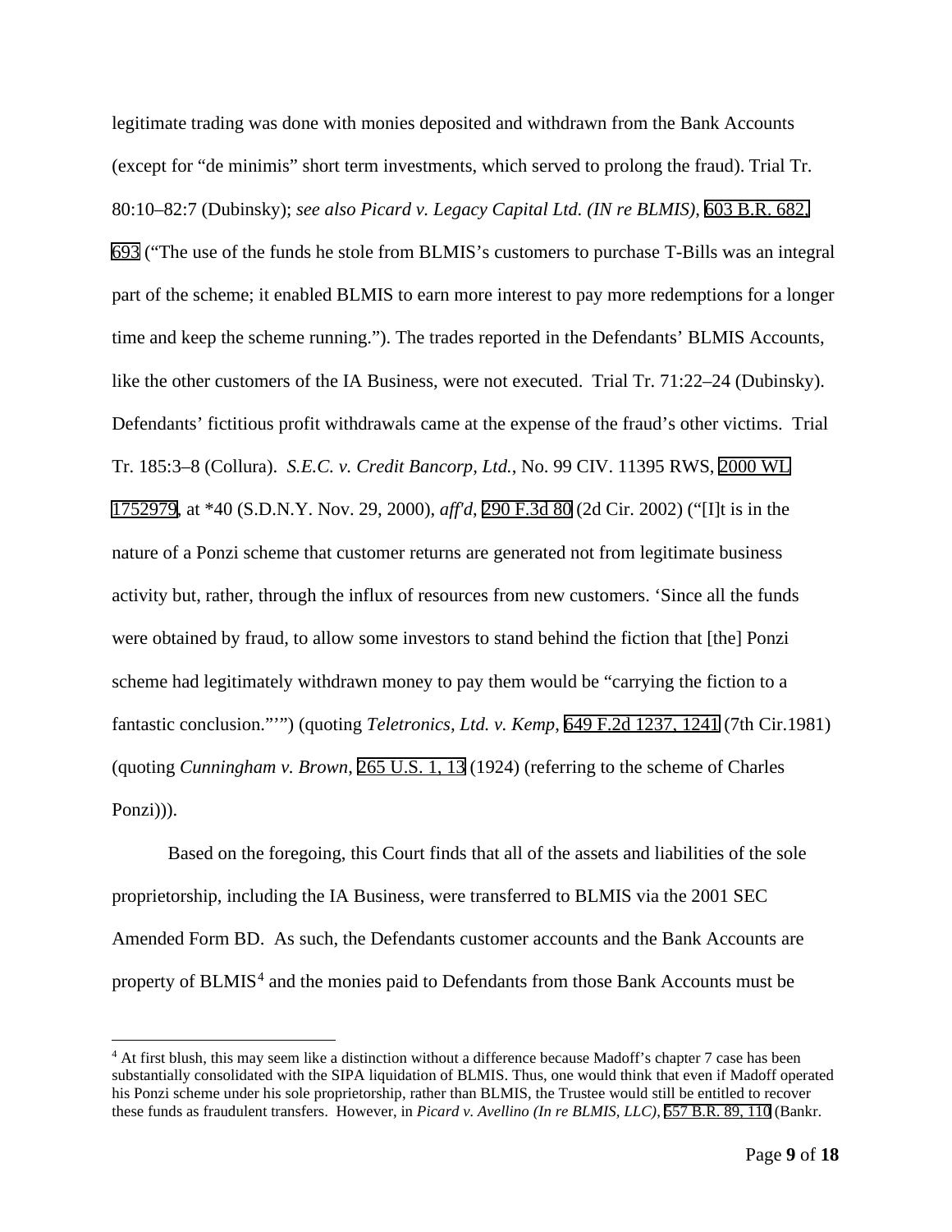legitimate trading was done with monies deposited and withdrawn from the Bank Accounts (except for "de minimis" short term investments, which served to prolong the fraud). Trial Tr. 80:10–82:7 (Dubinsky); *see also Picard v. Legacy Capital Ltd. (IN re BLMIS)*, 603 B.R. 682, 693 ("The use of the funds he stole from BLMIS's customers to purchase T-Bills was an integral part of the scheme; it enabled BLMIS to earn more interest to pay more redemptions for a longer time and keep the scheme running."). The trades reported in the Defendants' BLMIS Accounts, like the other customers of the IA Business, were not executed. Trial Tr. 71:22–24 (Dubinsky). Defendants' fictitious profit withdrawals came at the expense of the fraud's other victims. Trial Tr. 185:3–8 (Collura). *S.E.C. v. Credit Bancorp, Ltd.*, No. 99 CIV. 11395 RWS, 2000 WL 1752979, at *40 (S.D.N.Y. Nov. 29, 2000), *aff'd*, 290 F.3d 80 (2d Cir. 2002) ("[I]t is in the nature of a Ponzi scheme that customer returns are generated not from legitimate business activity but, rather, through the influx of resources from new customers. 'Since all the funds were obtained by fraud, to allow some investors to stand behind the fiction that [the] Ponzi scheme had legitimately withdrawn money to pay them would be "carrying the fiction to a fantastic conclusion."'") (quoting *Teletronics, Ltd. v. Kemp*, 649 F.2d 1237, 1241 (7th Cir.1981) (quoting *Cunningham v. Brown*, 265 U.S. 1, 13 (1924) (referring to the scheme of Charles Ponzi))).

Based on the foregoing, this Court finds that all of the assets and liabilities of the sole proprietorship, including the IA Business, were transferred to BLMIS via the 2001 SEC Amended Form BD. As such, the Defendants customer accounts and the Bank Accounts are property of BLMIS[4] and the monies paid to Defendants from those Bank Accounts must be

[4] At first blush, this may seem like a distinction without a difference because Madoff's chapter 7 case has been substantially consolidated with the SIPA liquidation of BLMIS. Thus, one would think that even if Madoff operated his Ponzi scheme under his sole proprietorship, rather than BLMIS, the Trustee would still be entitled to recover these funds as fraudulent transfers. However, in *Picard v. Avellino (In re BLMIS, LLC)*, 557 B.R. 89, 110 (Bankr.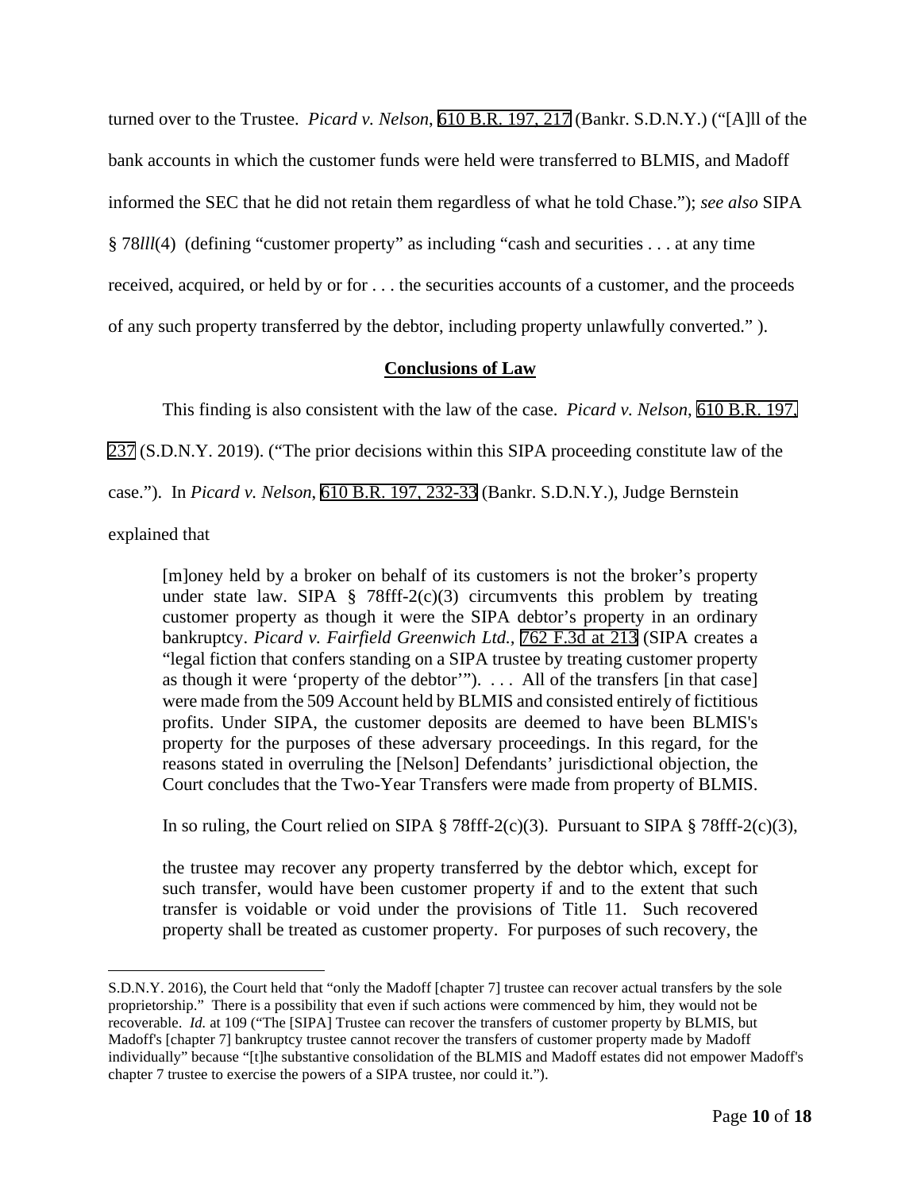turned over to the Trustee. *Picard v. Nelson*, 610 B.R. 197, 217 (Bankr. S.D.N.Y.) ("[A]ll of the bank accounts in which the customer funds were held were transferred to BLMIS, and Madoff informed the SEC that he did not retain them regardless of what he told Chase."); *see also* SIPA § 78*lll*(4) (defining "customer property" as including "cash and securities . . . at any time received, acquired, or held by or for . . . the securities accounts of a customer, and the proceeds of any such property transferred by the debtor, including property unlawfully converted." ).

## **Conclusions of Law**

This finding is also consistent with the law of the case. *Picard v. Nelson*, 610 B.R. 197, 237 (S.D.N.Y. 2019). ("The prior decisions within this SIPA proceeding constitute law of the case."). In *Picard v. Nelson*, 610 B.R. 197, 232-33 (Bankr. S.D.N.Y.), Judge Bernstein explained that

> [m]oney held by a broker on behalf of its customers is not the broker's property under state law. SIPA § 78fff-2(c)(3) circumvents this problem by treating customer property as though it were the SIPA debtor's property in an ordinary bankruptcy. *Picard v. Fairfield Greenwich Ltd.*, 762 F.3d at 213 (SIPA creates a "legal fiction that confers standing on a SIPA trustee by treating customer property as though it were 'property of the debtor'"). . . . All of the transfers [in that case] were made from the 509 Account held by BLMIS and consisted entirely of fictitious profits. Under SIPA, the customer deposits are deemed to have been BLMIS's property for the purposes of these adversary proceedings. In this regard, for the reasons stated in overruling the [Nelson] Defendants' jurisdictional objection, the Court concludes that the Two-Year Transfers were made from property of BLMIS.

In so ruling, the Court relied on SIPA § 78fff-2(c)(3). Pursuant to SIPA § 78fff-2(c)(3),

> the trustee may recover any property transferred by the debtor which, except for such transfer, would have been customer property if and to the extent that such transfer is voidable or void under the provisions of Title 11. Such recovered property shall be treated as customer property. For purposes of such recovery, the

S.D.N.Y. 2016), the Court held that "only the Madoff [chapter 7] trustee can recover actual transfers by the sole proprietorship." There is a possibility that even if such actions were commenced by him, they would not be recoverable. *Id.* at 109 ("The [SIPA] Trustee can recover the transfers of customer property by BLMIS, but Madoff's [chapter 7] bankruptcy trustee cannot recover the transfers of customer property made by Madoff individually" because "[t]he substantive consolidation of the BLMIS and Madoff estates did not empower Madoff's chapter 7 trustee to exercise the powers of a SIPA trustee, nor could it.").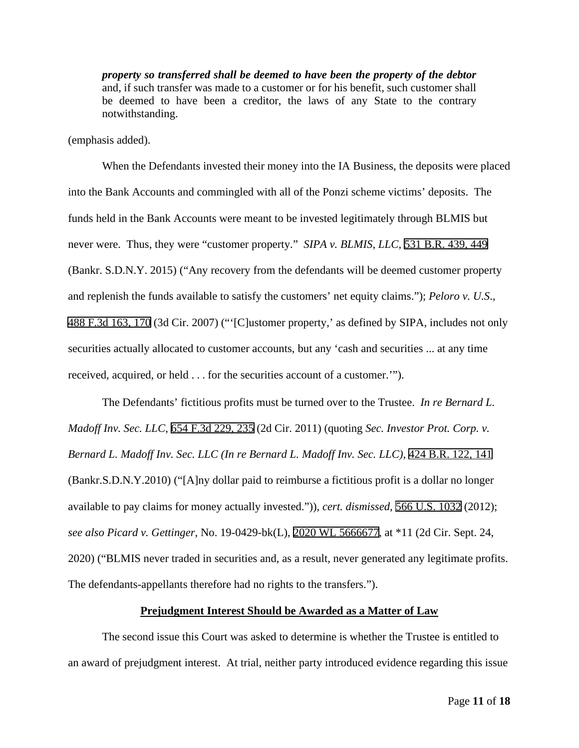> ***property so transferred shall be deemed to have been the property of the debtor*** and, if such transfer was made to a customer or for his benefit, such customer shall be deemed to have been a creditor, the laws of any State to the contrary notwithstanding.

(emphasis added).

When the Defendants invested their money into the IA Business, the deposits were placed into the Bank Accounts and commingled with all of the Ponzi scheme victims' deposits. The funds held in the Bank Accounts were meant to be invested legitimately through BLMIS but never were. Thus, they were "customer property." *SIPA v. BLMIS, LLC*, 531 B.R. 439, 449 (Bankr. S.D.N.Y. 2015) ("Any recovery from the defendants will be deemed customer property and replenish the funds available to satisfy the customers' net equity claims."); *Peloro v. U.S.*, 488 F.3d 163, 170 (3d Cir. 2007) ("'[C]ustomer property,' as defined by SIPA, includes not only securities actually allocated to customer accounts, but any 'cash and securities ... at any time received, acquired, or held . . . for the securities account of a customer.'").

The Defendants' fictitious profits must be turned over to the Trustee. *In re Bernard L. Madoff Inv. Sec. LLC*, 654 F.3d 229, 235 (2d Cir. 2011) (quoting *Sec. Investor Prot. Corp. v. Bernard L. Madoff Inv. Sec. LLC (In re Bernard L. Madoff Inv. Sec. LLC)*, 424 B.R. 122, 141 (Bankr.S.D.N.Y.2010) ("[A]ny dollar paid to reimburse a fictitious profit is a dollar no longer available to pay claims for money actually invested.")), *cert. dismissed*, 566 U.S. 1032 (2012); *see also Picard v. Gettinger*, No. 19-0429-bk(L), 2020 WL 5666677, at *11 (2d Cir. Sept. 24, 2020) ("BLMIS never traded in securities and, as a result, never generated any legitimate profits. The defendants-appellants therefore had no rights to the transfers.").

**Prejudgment Interest Should be Awarded as a Matter of Law**

The second issue this Court was asked to determine is whether the Trustee is entitled to an award of prejudgment interest. At trial, neither party introduced evidence regarding this issue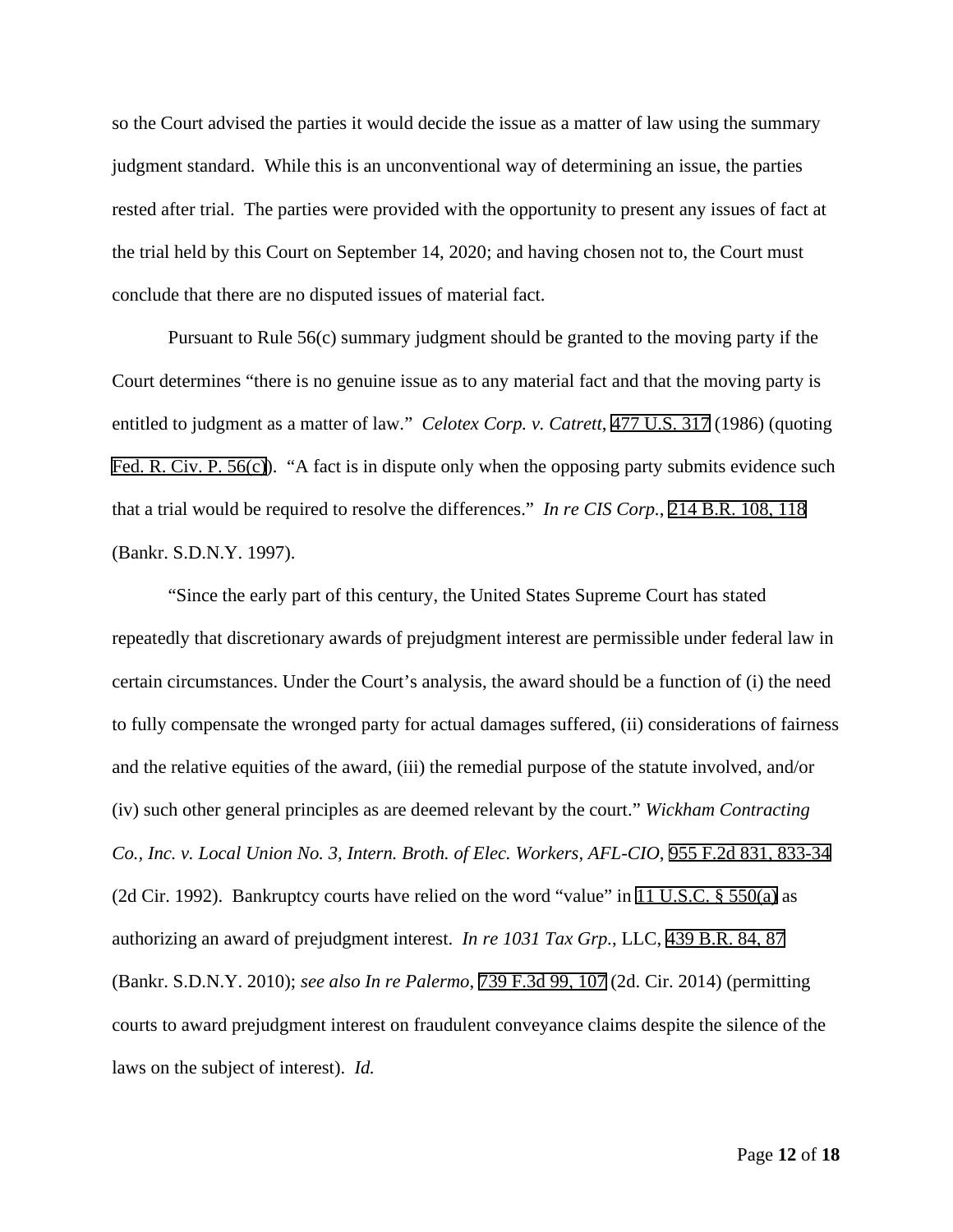so the Court advised the parties it would decide the issue as a matter of law using the summary judgment standard. While this is an unconventional way of determining an issue, the parties rested after trial. The parties were provided with the opportunity to present any issues of fact at the trial held by this Court on September 14, 2020; and having chosen not to, the Court must conclude that there are no disputed issues of material fact.

Pursuant to Rule 56(c) summary judgment should be granted to the moving party if the Court determines "there is no genuine issue as to any material fact and that the moving party is entitled to judgment as a matter of law." *Celotex Corp. v. Catrett*, 477 U.S. 317 (1986) (quoting Fed. R. Civ. P. 56(c)). "A fact is in dispute only when the opposing party submits evidence such that a trial would be required to resolve the differences." *In re CIS Corp.*, 214 B.R. 108, 118 (Bankr. S.D.N.Y. 1997).

"Since the early part of this century, the United States Supreme Court has stated repeatedly that discretionary awards of prejudgment interest are permissible under federal law in certain circumstances. Under the Court's analysis, the award should be a function of (i) the need to fully compensate the wronged party for actual damages suffered, (ii) considerations of fairness and the relative equities of the award, (iii) the remedial purpose of the statute involved, and/or (iv) such other general principles as are deemed relevant by the court." *Wickham Contracting Co., Inc. v. Local Union No. 3, Intern. Broth. of Elec. Workers, AFL-CIO*, 955 F.2d 831, 833-34 (2d Cir. 1992). Bankruptcy courts have relied on the word "value" in 11 U.S.C. § 550(a) as authorizing an award of prejudgment interest. *In re 1031 Tax Grp.*, LLC, 439 B.R. 84, 87 (Bankr. S.D.N.Y. 2010); *see also In re Palermo*, 739 F.3d 99, 107 (2d. Cir. 2014) (permitting courts to award prejudgment interest on fraudulent conveyance claims despite the silence of the laws on the subject of interest). *Id.*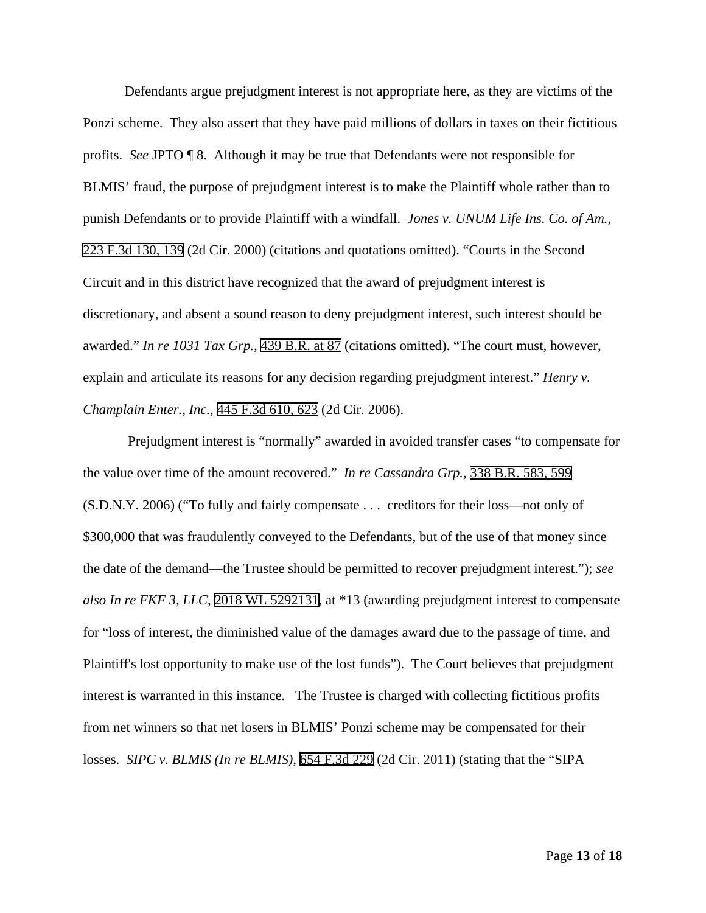Defendants argue prejudgment interest is not appropriate here, as they are victims of the Ponzi scheme. They also assert that they have paid millions of dollars in taxes on their fictitious profits. *See* JPTO ¶ 8. Although it may be true that Defendants were not responsible for BLMIS' fraud, the purpose of prejudgment interest is to make the Plaintiff whole rather than to punish Defendants or to provide Plaintiff with a windfall. *Jones v. UNUM Life Ins. Co. of Am.*, 223 F.3d 130, 139 (2d Cir. 2000) (citations and quotations omitted). "Courts in the Second Circuit and in this district have recognized that the award of prejudgment interest is discretionary, and absent a sound reason to deny prejudgment interest, such interest should be awarded." *In re 1031 Tax Grp.*, 439 B.R. at 87 (citations omitted). "The court must, however, explain and articulate its reasons for any decision regarding prejudgment interest." *Henry v. Champlain Enter., Inc.*, 445 F.3d 610, 623 (2d Cir. 2006).

Prejudgment interest is "normally" awarded in avoided transfer cases "to compensate for the value over time of the amount recovered." *In re Cassandra Grp.*, 338 B.R. 583, 599 (S.D.N.Y. 2006) ("To fully and fairly compensate . . . creditors for their loss—not only of $300,000 that was fraudulently conveyed to the Defendants, but of the use of that money since the date of the demand—the Trustee should be permitted to recover prejudgment interest."); *see also In re FKF 3, LLC*, 2018 WL 5292131, at *13 (awarding prejudgment interest to compensate for "loss of interest, the diminished value of the damages award due to the passage of time, and Plaintiff's lost opportunity to make use of the lost funds"). The Court believes that prejudgment interest is warranted in this instance. The Trustee is charged with collecting fictitious profits from net winners so that net losers in BLMIS' Ponzi scheme may be compensated for their losses. *SIPC v. BLMIS (In re BLMIS)*, 654 F.3d 229 (2d Cir. 2011) (stating that the "SIPA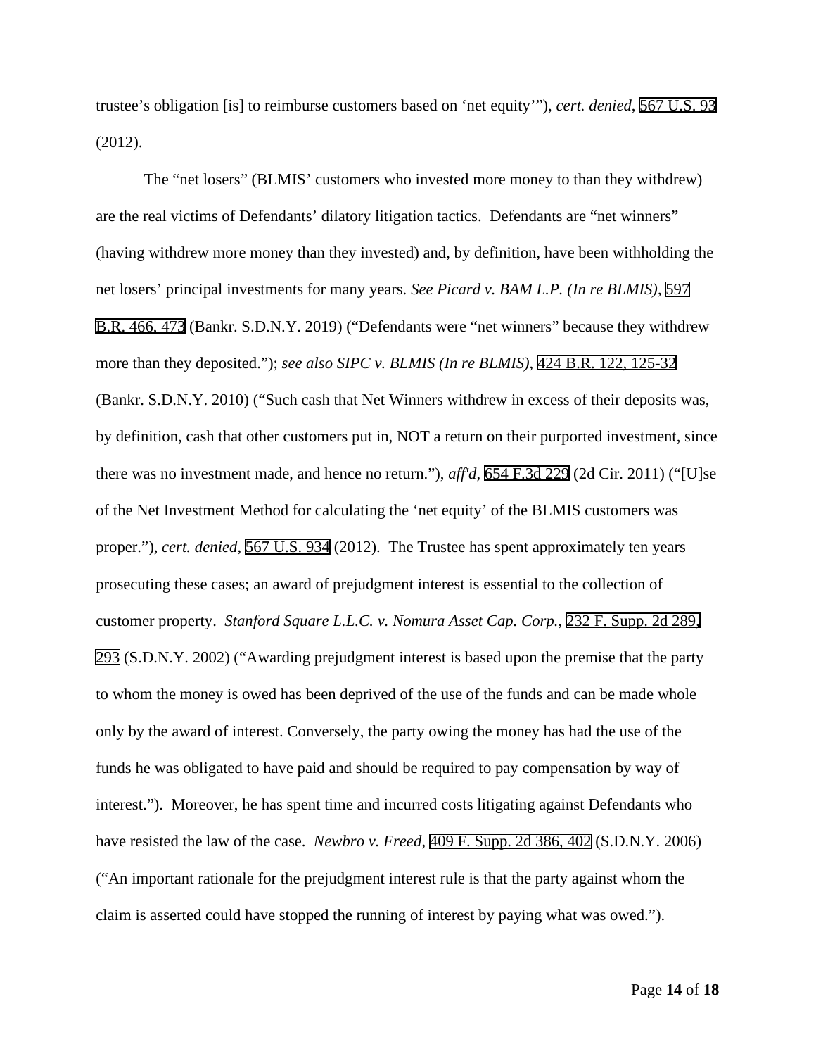trustee's obligation [is] to reimburse customers based on 'net equity'"), *cert. denied*, 567 U.S. 93 (2012).

The "net losers" (BLMIS' customers who invested more money to than they withdrew) are the real victims of Defendants' dilatory litigation tactics. Defendants are "net winners" (having withdrew more money than they invested) and, by definition, have been withholding the net losers' principal investments for many years. *See Picard v. BAM L.P. (In re BLMIS),* 597 B.R. 466, 473 (Bankr. S.D.N.Y. 2019) ("Defendants were "net winners" because they withdrew more than they deposited."); *see also SIPC v. BLMIS (In re BLMIS),* 424 B.R. 122, 125-32 (Bankr. S.D.N.Y. 2010) ("Such cash that Net Winners withdrew in excess of their deposits was, by definition, cash that other customers put in, NOT a return on their purported investment, since there was no investment made, and hence no return."), *aff'd,* 654 F.3d 229 (2d Cir. 2011) ("[U]se of the Net Investment Method for calculating the 'net equity' of the BLMIS customers was proper."), *cert. denied*, 567 U.S. 934 (2012). The Trustee has spent approximately ten years prosecuting these cases; an award of prejudgment interest is essential to the collection of customer property. *Stanford Square L.L.C. v. Nomura Asset Cap. Corp.*, 232 F. Supp. 2d 289, 293 (S.D.N.Y. 2002) ("Awarding prejudgment interest is based upon the premise that the party to whom the money is owed has been deprived of the use of the funds and can be made whole only by the award of interest. Conversely, the party owing the money has had the use of the funds he was obligated to have paid and should be required to pay compensation by way of interest."). Moreover, he has spent time and incurred costs litigating against Defendants who have resisted the law of the case. *Newbro v. Freed,* 409 F. Supp. 2d 386, 402 (S.D.N.Y. 2006) ("An important rationale for the prejudgment interest rule is that the party against whom the claim is asserted could have stopped the running of interest by paying what was owed.").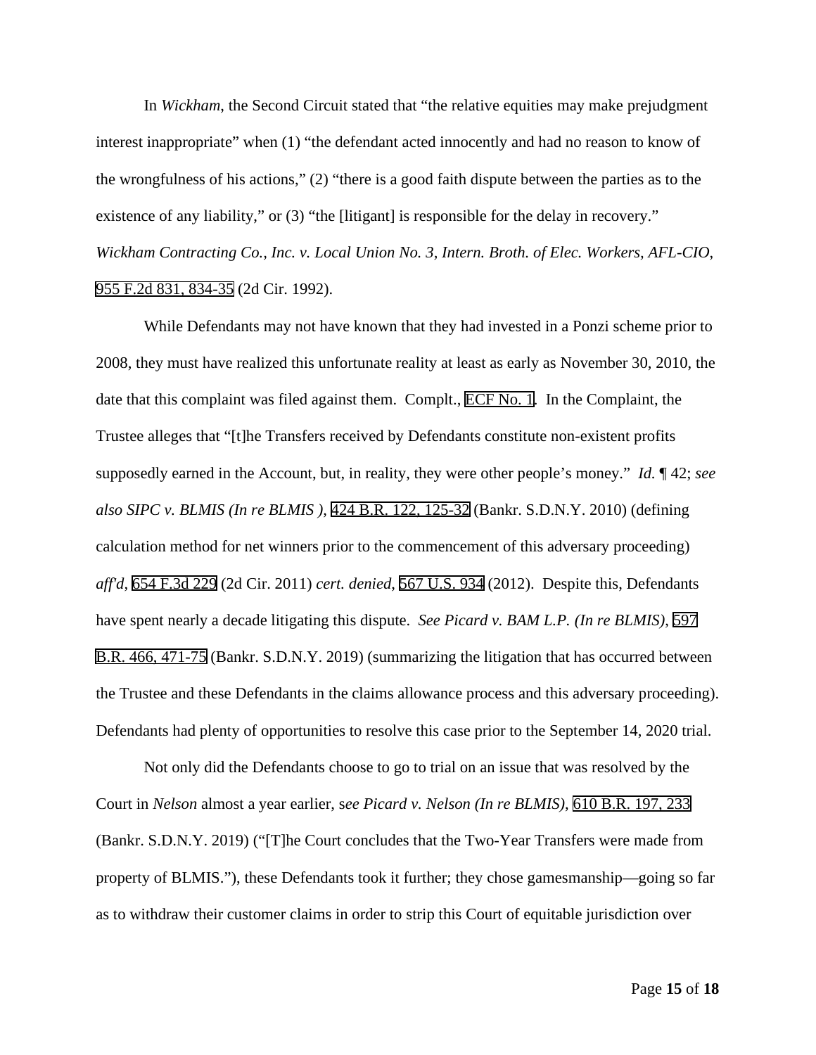In *Wickham*, the Second Circuit stated that "the relative equities may make prejudgment interest inappropriate" when (1) "the defendant acted innocently and had no reason to know of the wrongfulness of his actions," (2) "there is a good faith dispute between the parties as to the existence of any liability," or (3) "the [litigant] is responsible for the delay in recovery." *Wickham Contracting Co., Inc. v. Local Union No. 3, Intern. Broth. of Elec. Workers, AFL-CIO*, 955 F.2d 831, 834-35 (2d Cir. 1992).

While Defendants may not have known that they had invested in a Ponzi scheme prior to 2008, they must have realized this unfortunate reality at least as early as November 30, 2010, the date that this complaint was filed against them. Complt., ECF No. 1. In the Complaint, the Trustee alleges that "[t]he Transfers received by Defendants constitute non-existent profits supposedly earned in the Account, but, in reality, they were other people's money." *Id.* ¶ 42; *see also SIPC v. BLMIS (In re BLMIS )*, 424 B.R. 122, 125-32 (Bankr. S.D.N.Y. 2010) (defining calculation method for net winners prior to the commencement of this adversary proceeding) *aff'd*, 654 F.3d 229 (2d Cir. 2011) *cert. denied*, 567 U.S. 934 (2012). Despite this, Defendants have spent nearly a decade litigating this dispute. *See Picard v. BAM L.P. (In re BLMIS)*, 597 B.R. 466, 471-75 (Bankr. S.D.N.Y. 2019) (summarizing the litigation that has occurred between the Trustee and these Defendants in the claims allowance process and this adversary proceeding). Defendants had plenty of opportunities to resolve this case prior to the September 14, 2020 trial.

Not only did the Defendants choose to go to trial on an issue that was resolved by the Court in *Nelson* almost a year earlier, s*ee Picard v. Nelson (In re BLMIS)*, 610 B.R. 197, 233 (Bankr. S.D.N.Y. 2019) ("[T]he Court concludes that the Two-Year Transfers were made from property of BLMIS."), these Defendants took it further; they chose gamesmanship—going so far as to withdraw their customer claims in order to strip this Court of equitable jurisdiction over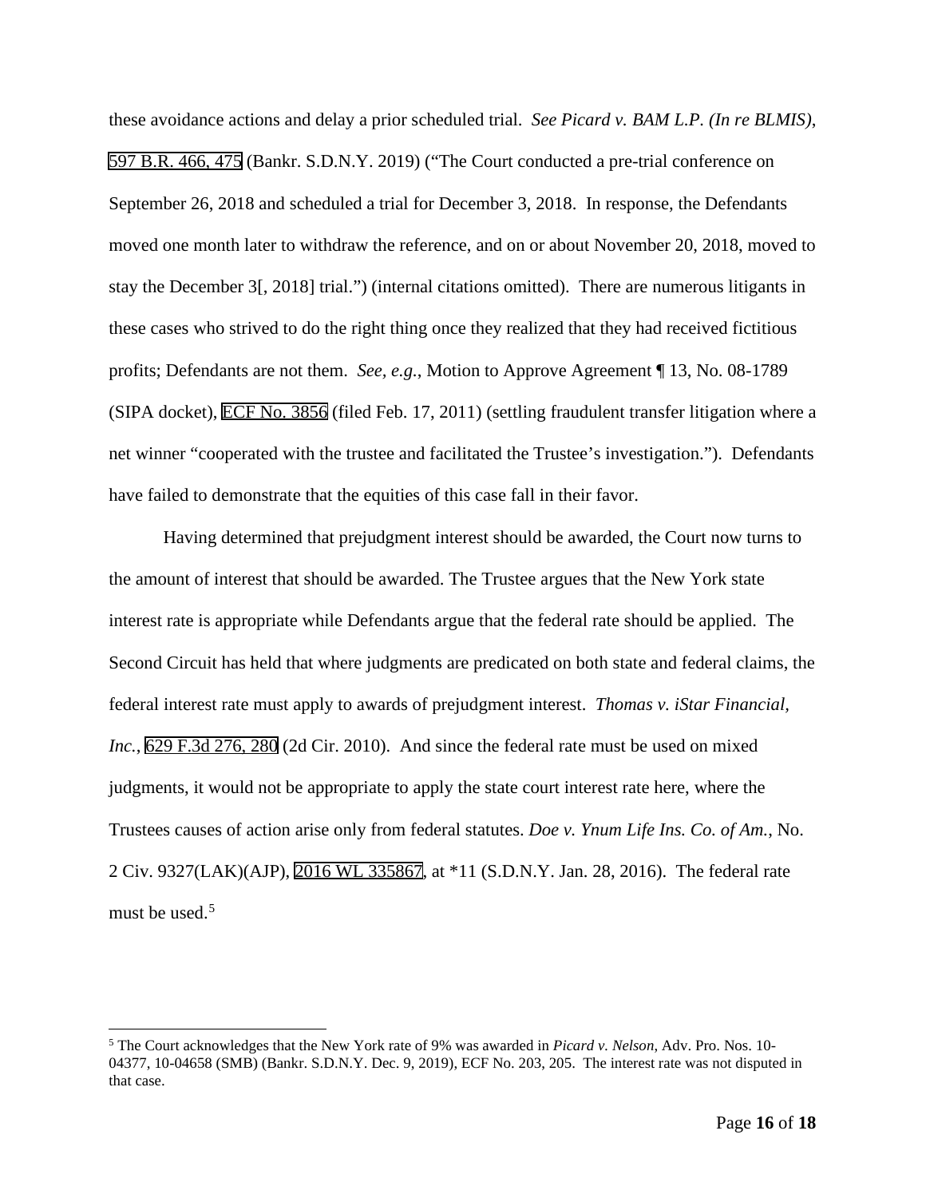these avoidance actions and delay a prior scheduled trial. *See Picard v. BAM L.P. (In re BLMIS)*, 597 B.R. 466, 475 (Bankr. S.D.N.Y. 2019) ("The Court conducted a pre-trial conference on September 26, 2018 and scheduled a trial for December 3, 2018. In response, the Defendants moved one month later to withdraw the reference, and on or about November 20, 2018, moved to stay the December 3[, 2018] trial.") (internal citations omitted). There are numerous litigants in these cases who strived to do the right thing once they realized that they had received fictitious profits; Defendants are not them. *See, e.g.*, Motion to Approve Agreement ¶ 13, No. 08-1789 (SIPA docket), ECF No. 3856 (filed Feb. 17, 2011) (settling fraudulent transfer litigation where a net winner "cooperated with the trustee and facilitated the Trustee's investigation."). Defendants have failed to demonstrate that the equities of this case fall in their favor.

Having determined that prejudgment interest should be awarded, the Court now turns to the amount of interest that should be awarded. The Trustee argues that the New York state interest rate is appropriate while Defendants argue that the federal rate should be applied. The Second Circuit has held that where judgments are predicated on both state and federal claims, the federal interest rate must apply to awards of prejudgment interest. *Thomas v. iStar Financial, Inc.*, 629 F.3d 276, 280 (2d Cir. 2010). And since the federal rate must be used on mixed judgments, it would not be appropriate to apply the state court interest rate here, where the Trustees causes of action arise only from federal statutes. *Doe v. Ynum Life Ins. Co. of Am.*, No. 2 Civ. 9327(LAK)(AJP), 2016 WL 335867, at *11 (S.D.N.Y. Jan. 28, 2016). The federal rate must be used.[5]

[5] The Court acknowledges that the New York rate of 9% was awarded in *Picard v. Nelson*, Adv. Pro. Nos. 10-04377, 10-04658 (SMB) (Bankr. S.D.N.Y. Dec. 9, 2019), ECF No. 203, 205. The interest rate was not disputed in that case.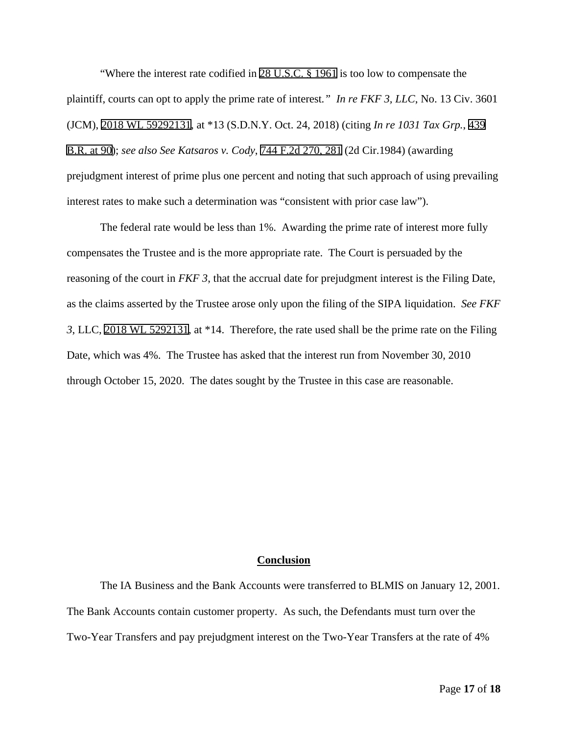"Where the interest rate codified in 28 U.S.C. § 1961 is too low to compensate the plaintiff, courts can opt to apply the prime rate of interest." *In re FKF 3, LLC*, No. 13 Civ. 3601 (JCM), 2018 WL 59292131, at *13 (S.D.N.Y. Oct. 24, 2018) (citing *In re 1031 Tax Grp.*, 439 B.R. at 90); *see also See Katsaros v. Cody*, 744 F.2d 270, 281 (2d Cir.1984) (awarding prejudgment interest of prime plus one percent and noting that such approach of using prevailing interest rates to make such a determination was "consistent with prior case law").

The federal rate would be less than 1%. Awarding the prime rate of interest more fully compensates the Trustee and is the more appropriate rate. The Court is persuaded by the reasoning of the court in *FKF 3*, that the accrual date for prejudgment interest is the Filing Date, as the claims asserted by the Trustee arose only upon the filing of the SIPA liquidation. *See FKF 3*, LLC, 2018 WL 5292131, at *14. Therefore, the rate used shall be the prime rate on the Filing Date, which was 4%. The Trustee has asked that the interest run from November 30, 2010 through October 15, 2020. The dates sought by the Trustee in this case are reasonable.

**<u>Conclusion</u>**

The IA Business and the Bank Accounts were transferred to BLMIS on January 12, 2001. The Bank Accounts contain customer property. As such, the Defendants must turn over the Two-Year Transfers and pay prejudgment interest on the Two-Year Transfers at the rate of 4%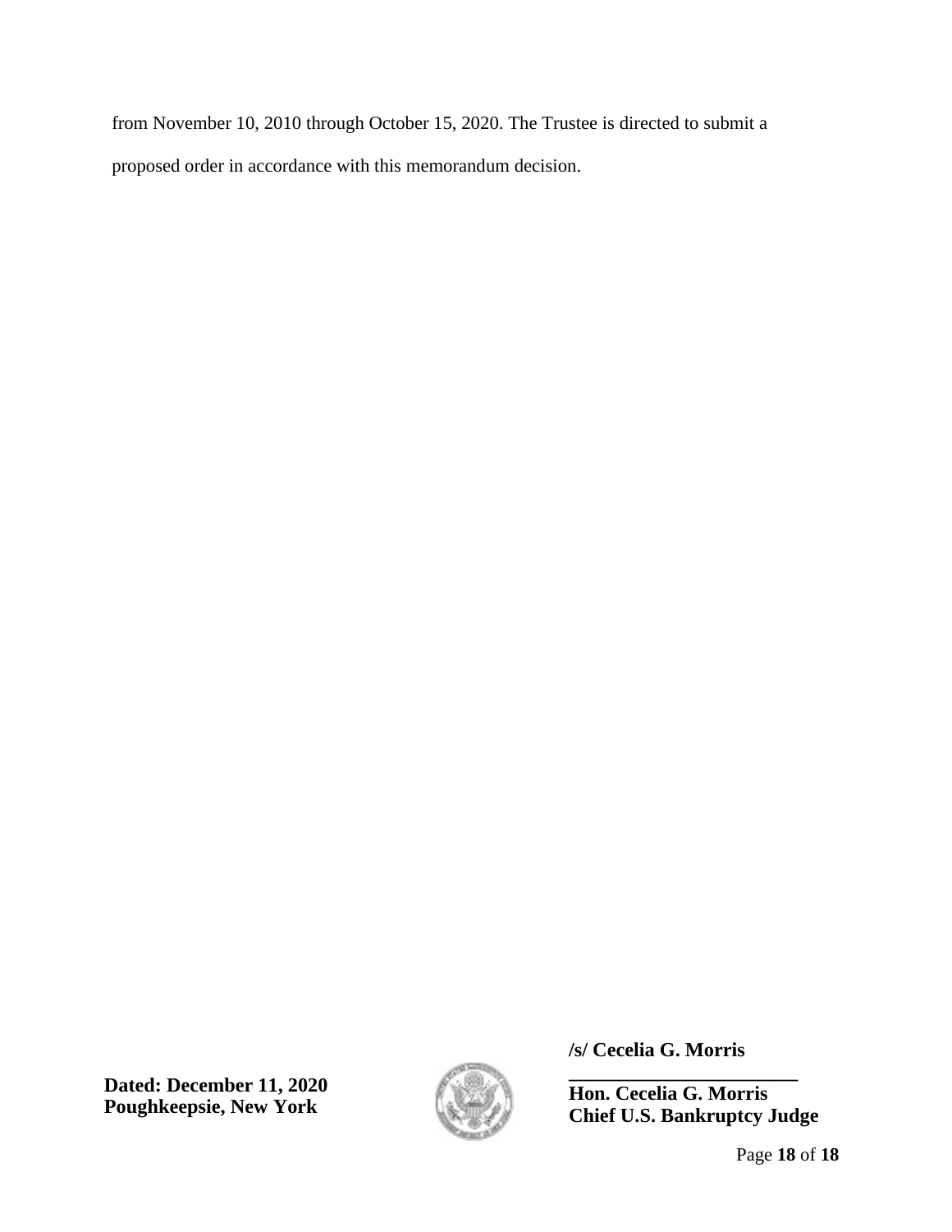from November 10, 2010 through October 15, 2020. The Trustee is directed to submit a proposed order in accordance with this memorandum decision.

**Dated: December 11, 2020**
**Poughkeepsie, New York**

**/s/ Cecelia G. Morris**

**_______________________**

**Hon. Cecelia G. Morris**
**Chief U.S. Bankruptcy Judge**